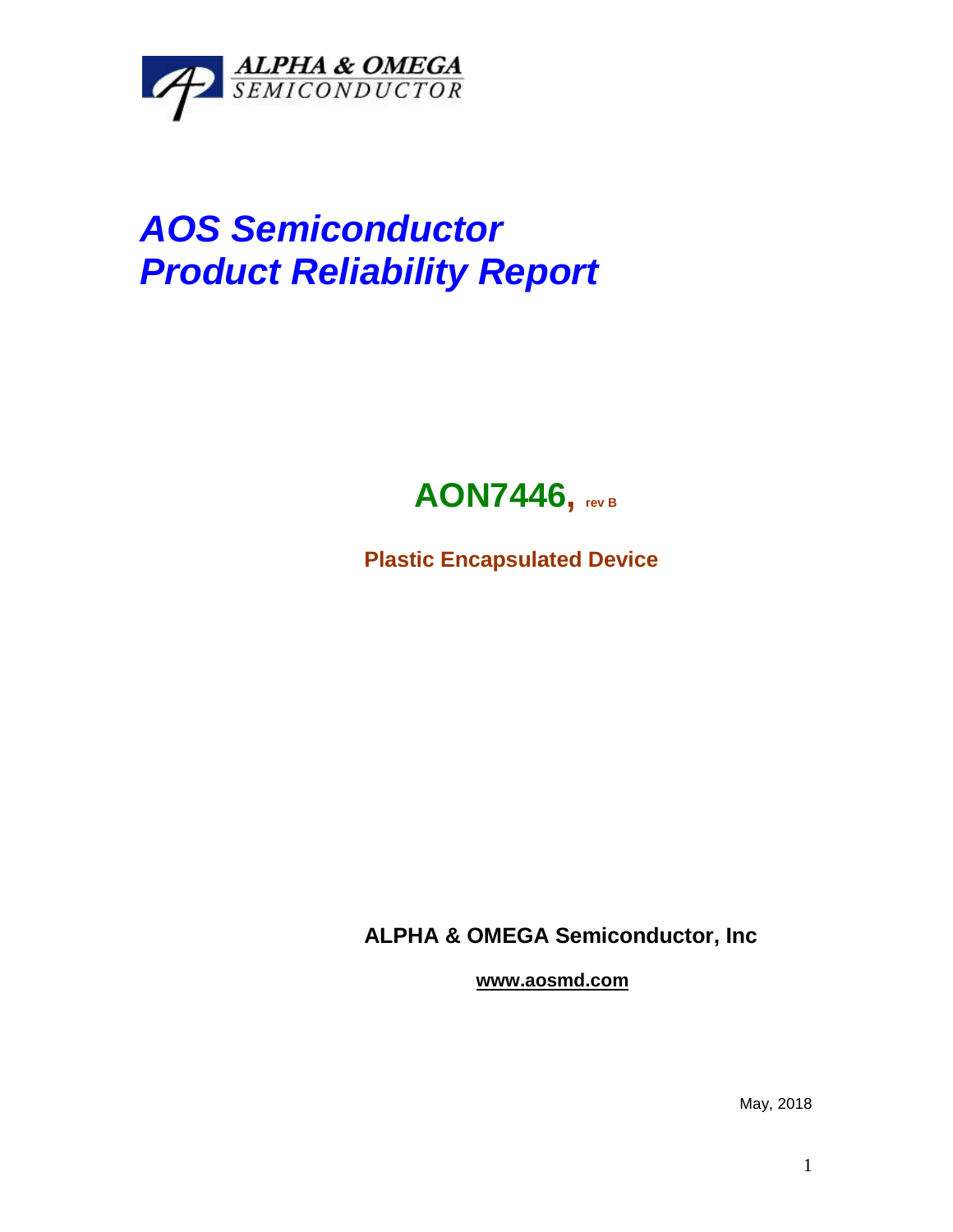ALPHA & OMEGA SEMICONDUCTOR

# *AOS Semiconductor*
# *Product Reliability Report*

## AON7446, rev B

**Plastic Encapsulated Device**

**ALPHA & OMEGA Semiconductor, Inc**

**www.aosmd.com**

May, 2018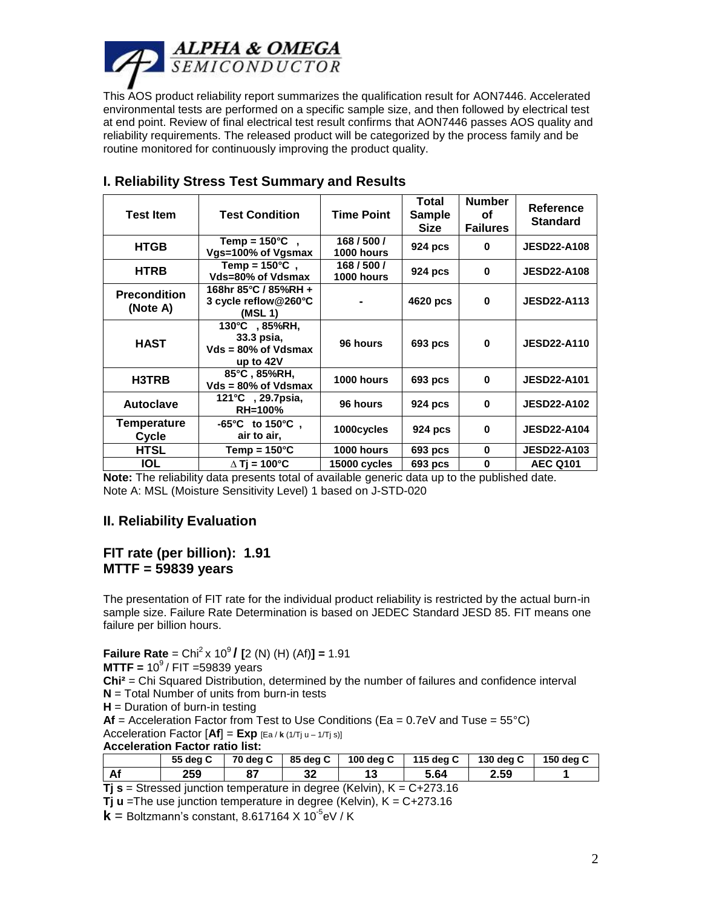This AOS product reliability report summarizes the qualification result for AON7446. Accelerated environmental tests are performed on a specific sample size, and then followed by electrical test at end point. Review of final electrical test result confirms that AON7446 passes AOS quality and reliability requirements. The released product will be categorized by the process family and be routine monitored for continuously improving the product quality.

## I. Reliability Stress Test Summary and Results

| Test Item | Test Condition | Time Point | Total Sample Size | Number of Failures | Reference Standard |
|---|---|---|---|---|---|
| HTGB | Temp = 150°C , Vgs=100% of Vgsmax | 168 / 500 / 1000 hours | 924 pcs | 0 | JESD22-A108 |
| HTRB | Temp = 150°C , Vds=80% of Vdsmax | 168 / 500 / 1000 hours | 924 pcs | 0 | JESD22-A108 |
| Precondition (Note A) | 168hr 85°C / 85%RH + 3 cycle reflow@260°C (MSL 1) | - | 4620 pcs | 0 | JESD22-A113 |
| HAST | 130°C , 85%RH, 33.3 psia, Vds = 80% of Vdsmax up to 42V | 96 hours | 693 pcs | 0 | JESD22-A110 |
| H3TRB | 85°C , 85%RH, Vds = 80% of Vdsmax | 1000 hours | 693 pcs | 0 | JESD22-A101 |
| Autoclave | 121°C , 29.7psia, RH=100% | 96 hours | 924 pcs | 0 | JESD22-A102 |
| Temperature Cycle | -65°C to 150°C , air to air, | 1000cycles | 924 pcs | 0 | JESD22-A104 |
| HTSL | Temp = 150°C | 1000 hours | 693 pcs | 0 | JESD22-A103 |
| IOL | $\Delta$ Tj = 100°C | 15000 cycles | 693 pcs | 0 | AEC Q101 |

**Note:** The reliability data presents total of available generic data up to the published date.
Note A: MSL (Moisture Sensitivity Level) 1 based on J-STD-020

## II. Reliability Evaluation

### FIT rate (per billion): 1.91
### MTTF = 59839 years

The presentation of FIT rate for the individual product reliability is restricted by the actual burn-in sample size. Failure Rate Determination is based on JEDEC Standard JESD 85. FIT means one failure per billion hours.

**Failure Rate** = $\text{Chi}^2 \times 10^9$ **/ [**2 (N) (H) (Af)**] =** 1.91

**MTTF =** $10^9$ / FIT =59839 years

**Chi²** = Chi Squared Distribution, determined by the number of failures and confidence interval

**N** = Total Number of units from burn-in tests

**H** = Duration of burn-in testing

**Af** = Acceleration Factor from Test to Use Conditions (Ea = 0.7eV and Tuse = 55°C)

Acceleration Factor [**Af**] = **Exp** [Ea / **k** (1/Tj u – 1/Tj s)]

**Acceleration Factor ratio list:**

| | 55 deg C | 70 deg C | 85 deg C | 100 deg C | 115 deg C | 130 deg C | 150 deg C |
|---|---|---|---|---|---|---|---|
| Af | 259 | 87 | 32 | 13 | 5.64 | 2.59 | 1 |

**Tj s** = Stressed junction temperature in degree (Kelvin), K = C+273.16

**Tj u** =The use junction temperature in degree (Kelvin), K = C+273.16

**k** = Boltzmann's constant, 8.617164 X $10^{-5}$eV / K